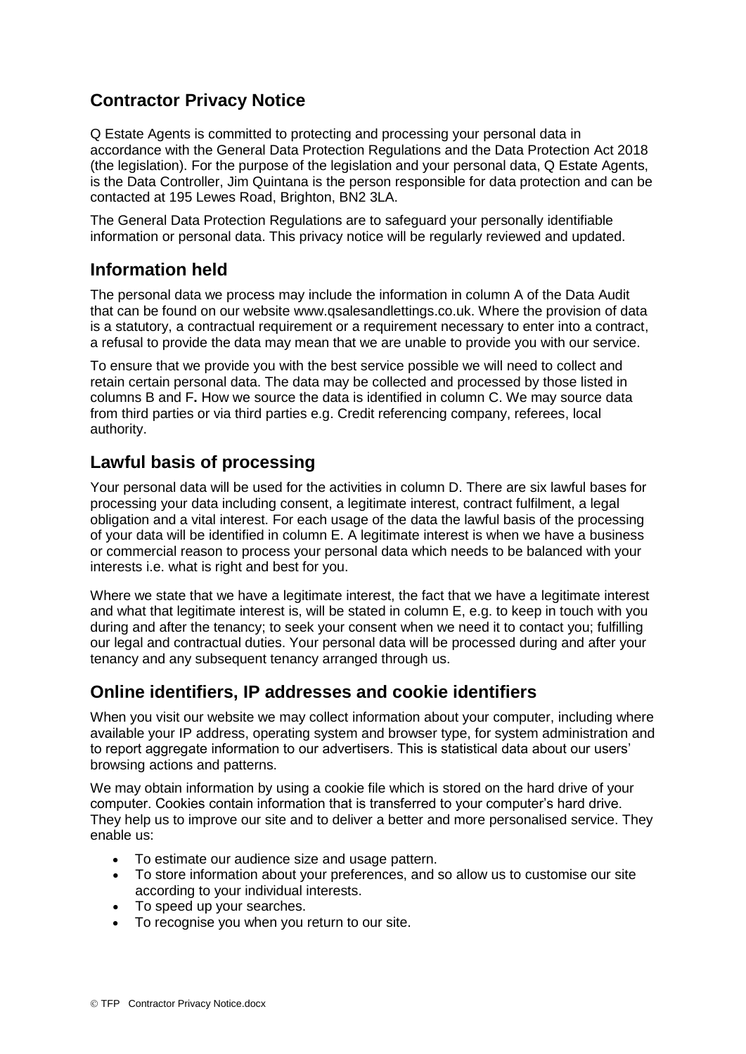## Contractor Privacy Notice

Q Estate Agents is committed to protecting and processing your personal data in accordance with the General Data Protection Regulations and the Data Protection Act 2018 (the legislation). For the purpose of the legislation and your personal data, Q Estate Agents, is the Data Controller, Jim Quintana is the person responsible for data protection and can be contacted at 195 Lewes Road, Brighton, BN2 3LA.

The General Data Protection Regulations are to safeguard your personally identifiable information or personal data. This privacy notice will be regularly reviewed and updated.

## Information held

The personal data we process may include the information in column A of the Data Audit that can be found on our website www.qsalesandlettings.co.uk. Where the provision of data is a statutory, a contractual requirement or a requirement necessary to enter into a contract, a refusal to provide the data may mean that we are unable to provide you with our service.

To ensure that we provide you with the best service possible we will need to collect and retain certain personal data. The data may be collected and processed by those listed in columns B and F**.** How we source the data is identified in column C. We may source data from third parties or via third parties e.g. Credit referencing company, referees, local authority.

## Lawful basis of processing

Your personal data will be used for the activities in column D. There are six lawful bases for processing your data including consent, a legitimate interest, contract fulfilment, a legal obligation and a vital interest. For each usage of the data the lawful basis of the processing of your data will be identified in column E. A legitimate interest is when we have a business or commercial reason to process your personal data which needs to be balanced with your interests i.e. what is right and best for you.

Where we state that we have a legitimate interest, the fact that we have a legitimate interest and what that legitimate interest is, will be stated in column E, e.g. to keep in touch with you during and after the tenancy; to seek your consent when we need it to contact you; fulfilling our legal and contractual duties. Your personal data will be processed during and after your tenancy and any subsequent tenancy arranged through us.

## Online identifiers, IP addresses and cookie identifiers

When you visit our website we may collect information about your computer, including where available your IP address, operating system and browser type, for system administration and to report aggregate information to our advertisers. This is statistical data about our users' browsing actions and patterns.

We may obtain information by using a cookie file which is stored on the hard drive of your computer. Cookies contain information that is transferred to your computer's hard drive. They help us to improve our site and to deliver a better and more personalised service. They enable us:

- To estimate our audience size and usage pattern.
- To store information about your preferences, and so allow us to customise our site according to your individual interests.
- To speed up your searches.
- To recognise you when you return to our site.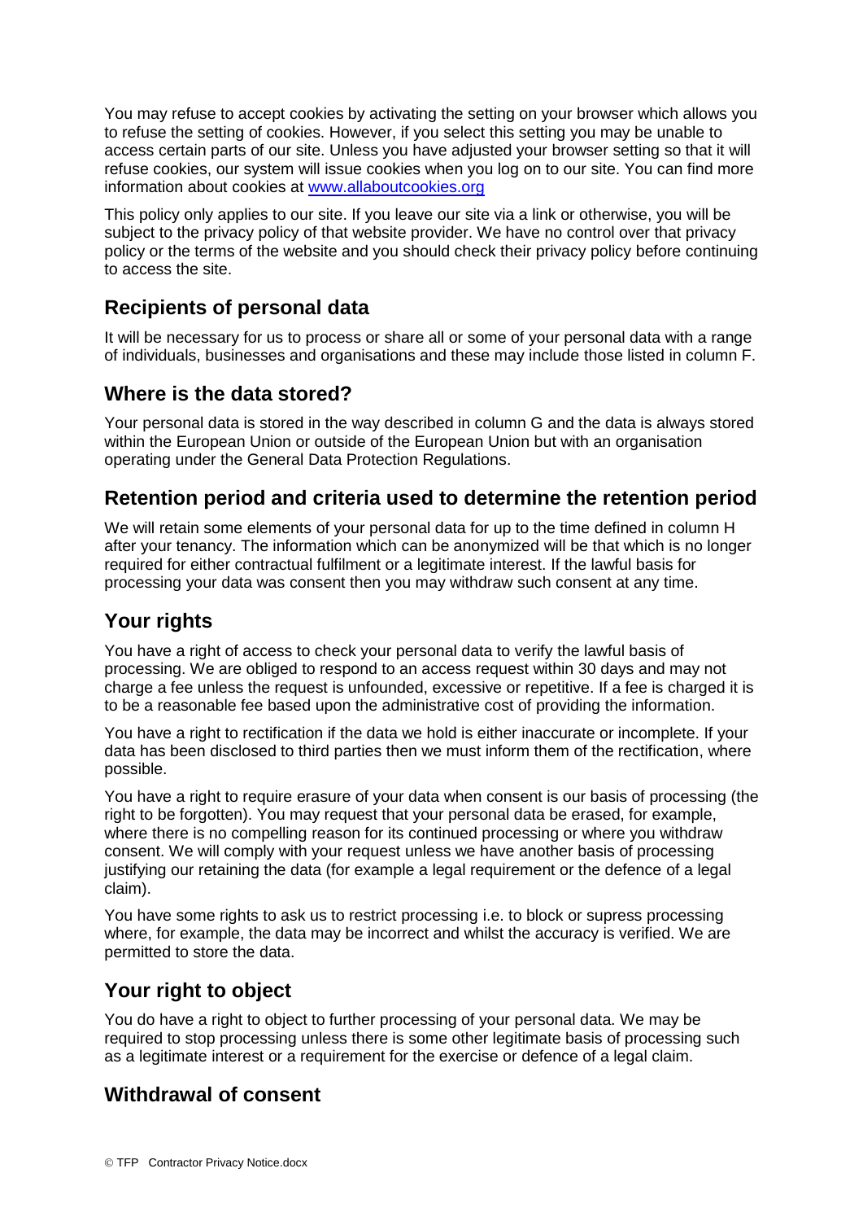You may refuse to accept cookies by activating the setting on your browser which allows you to refuse the setting of cookies. However, if you select this setting you may be unable to access certain parts of our site. Unless you have adjusted your browser setting so that it will refuse cookies, our system will issue cookies when you log on to our site. You can find more information about cookies at [www.allaboutcookies.org](http://www.allaboutcookies.org)

This policy only applies to our site. If you leave our site via a link or otherwise, you will be subject to the privacy policy of that website provider. We have no control over that privacy policy or the terms of the website and you should check their privacy policy before continuing to access the site.

## Recipients of personal data

It will be necessary for us to process or share all or some of your personal data with a range of individuals, businesses and organisations and these may include those listed in column F.

## Where is the data stored?

Your personal data is stored in the way described in column G and the data is always stored within the European Union or outside of the European Union but with an organisation operating under the General Data Protection Regulations.

## Retention period and criteria used to determine the retention period

We will retain some elements of your personal data for up to the time defined in column H after your tenancy. The information which can be anonymized will be that which is no longer required for either contractual fulfilment or a legitimate interest. If the lawful basis for processing your data was consent then you may withdraw such consent at any time.

## Your rights

You have a right of access to check your personal data to verify the lawful basis of processing. We are obliged to respond to an access request within 30 days and may not charge a fee unless the request is unfounded, excessive or repetitive. If a fee is charged it is to be a reasonable fee based upon the administrative cost of providing the information.

You have a right to rectification if the data we hold is either inaccurate or incomplete. If your data has been disclosed to third parties then we must inform them of the rectification, where possible.

You have a right to require erasure of your data when consent is our basis of processing (the right to be forgotten). You may request that your personal data be erased, for example, where there is no compelling reason for its continued processing or where you withdraw consent. We will comply with your request unless we have another basis of processing justifying our retaining the data (for example a legal requirement or the defence of a legal claim).

You have some rights to ask us to restrict processing i.e. to block or supress processing where, for example, the data may be incorrect and whilst the accuracy is verified. We are permitted to store the data.

## Your right to object

You do have a right to object to further processing of your personal data. We may be required to stop processing unless there is some other legitimate basis of processing such as a legitimate interest or a requirement for the exercise or defence of a legal claim.

## Withdrawal of consent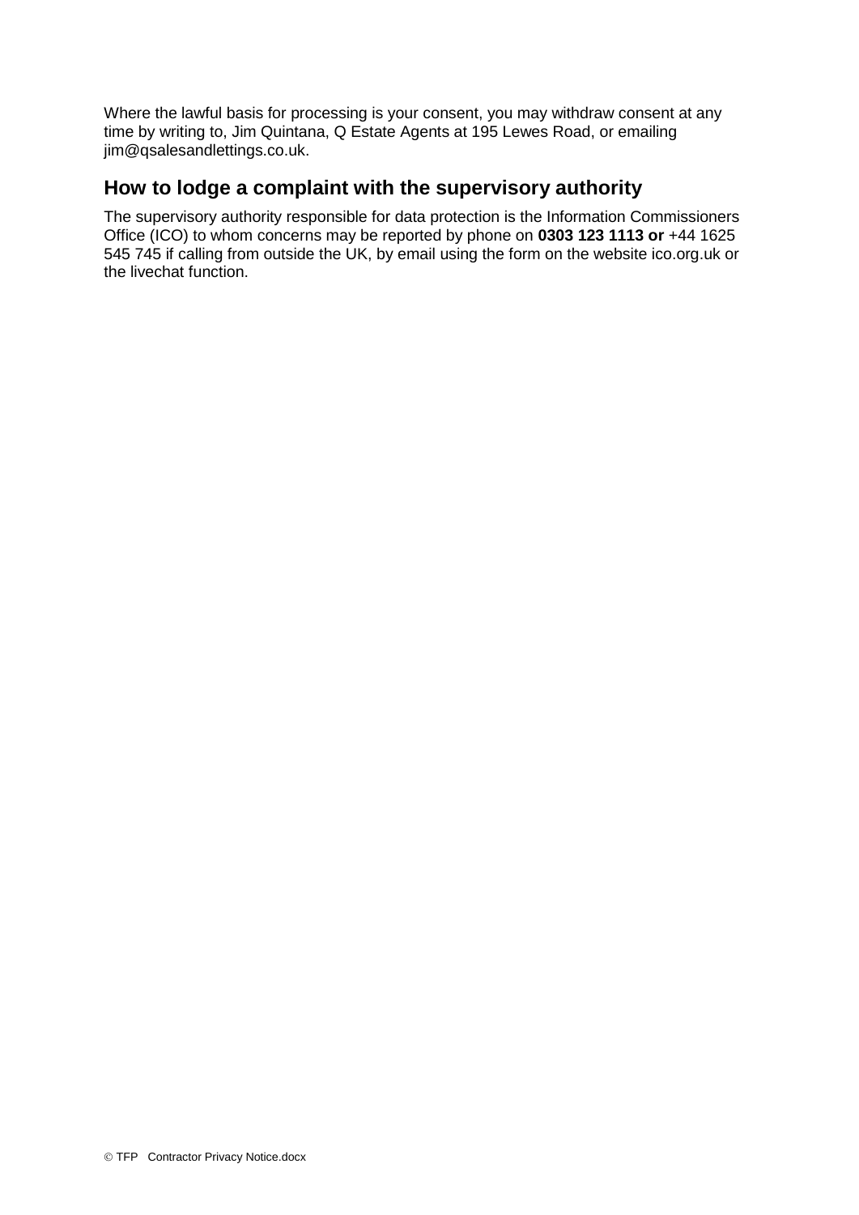Where the lawful basis for processing is your consent, you may withdraw consent at any time by writing to, Jim Quintana, Q Estate Agents at 195 Lewes Road, or emailing jim@qsalesandlettings.co.uk.

## How to lodge a complaint with the supervisory authority

The supervisory authority responsible for data protection is the Information Commissioners Office (ICO) to whom concerns may be reported by phone on **0303 123 1113 or** +44 1625 545 745 if calling from outside the UK, by email using the form on the website ico.org.uk or the livechat function.